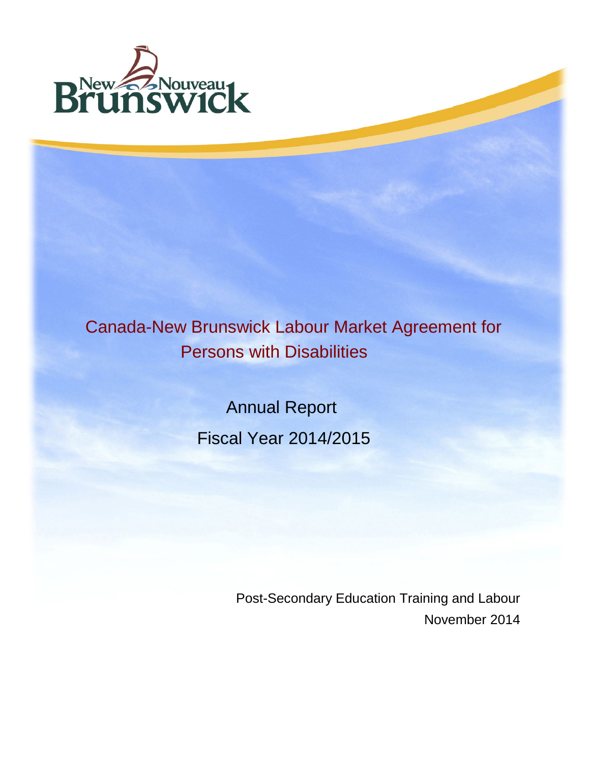New Nouveau Brunswick

# Canada-New Brunswick Labour Market Agreement for Persons with Disabilities

## Annual Report

## Fiscal Year 2014/2015

Post-Secondary Education Training and Labour

November 2014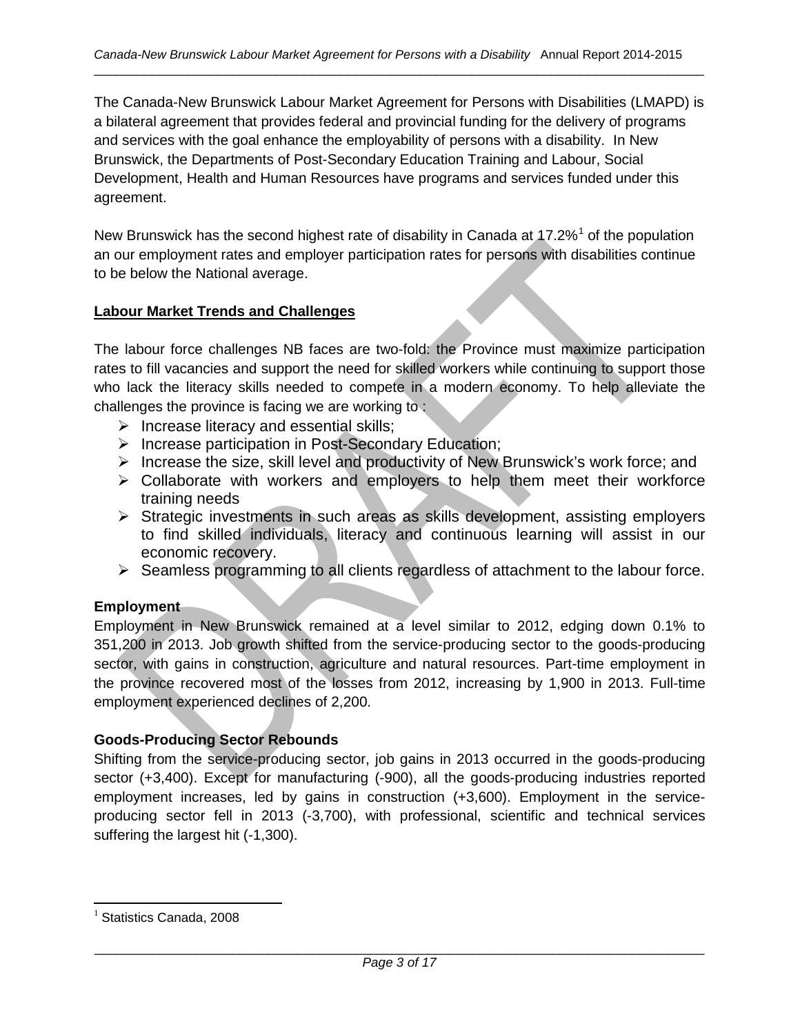The Canada-New Brunswick Labour Market Agreement for Persons with Disabilities (LMAPD) is a bilateral agreement that provides federal and provincial funding for the delivery of programs and services with the goal enhance the employability of persons with a disability. In New Brunswick, the Departments of Post-Secondary Education Training and Labour, Social Development, Health and Human Resources have programs and services funded under this agreement.

New Brunswick has the second highest rate of disability in Canada at 17.2%[1] of the population an our employment rates and employer participation rates for persons with disabilities continue to be below the National average.

**Labour Market Trends and Challenges**

The labour force challenges NB faces are two-fold: the Province must maximize participation rates to fill vacancies and support the need for skilled workers while continuing to support those who lack the literacy skills needed to compete in a modern economy. To help alleviate the challenges the province is facing we are working to :

- Increase literacy and essential skills;
- Increase participation in Post-Secondary Education;
- Increase the size, skill level and productivity of New Brunswick's work force; and
- Collaborate with workers and employers to help them meet their workforce training needs
- Strategic investments in such areas as skills development, assisting employers to find skilled individuals, literacy and continuous learning will assist in our economic recovery.
- Seamless programming to all clients regardless of attachment to the labour force.

**Employment**

Employment in New Brunswick remained at a level similar to 2012, edging down 0.1% to 351,200 in 2013. Job growth shifted from the service-producing sector to the goods-producing sector, with gains in construction, agriculture and natural resources. Part-time employment in the province recovered most of the losses from 2012, increasing by 1,900 in 2013. Full-time employment experienced declines of 2,200.

**Goods-Producing Sector Rebounds**

Shifting from the service-producing sector, job gains in 2013 occurred in the goods-producing sector (+3,400). Except for manufacturing (-900), all the goods-producing industries reported employment increases, led by gains in construction (+3,600). Employment in the service-producing sector fell in 2013 (-3,700), with professional, scientific and technical services suffering the largest hit (-1,300).

[1] Statistics Canada, 2008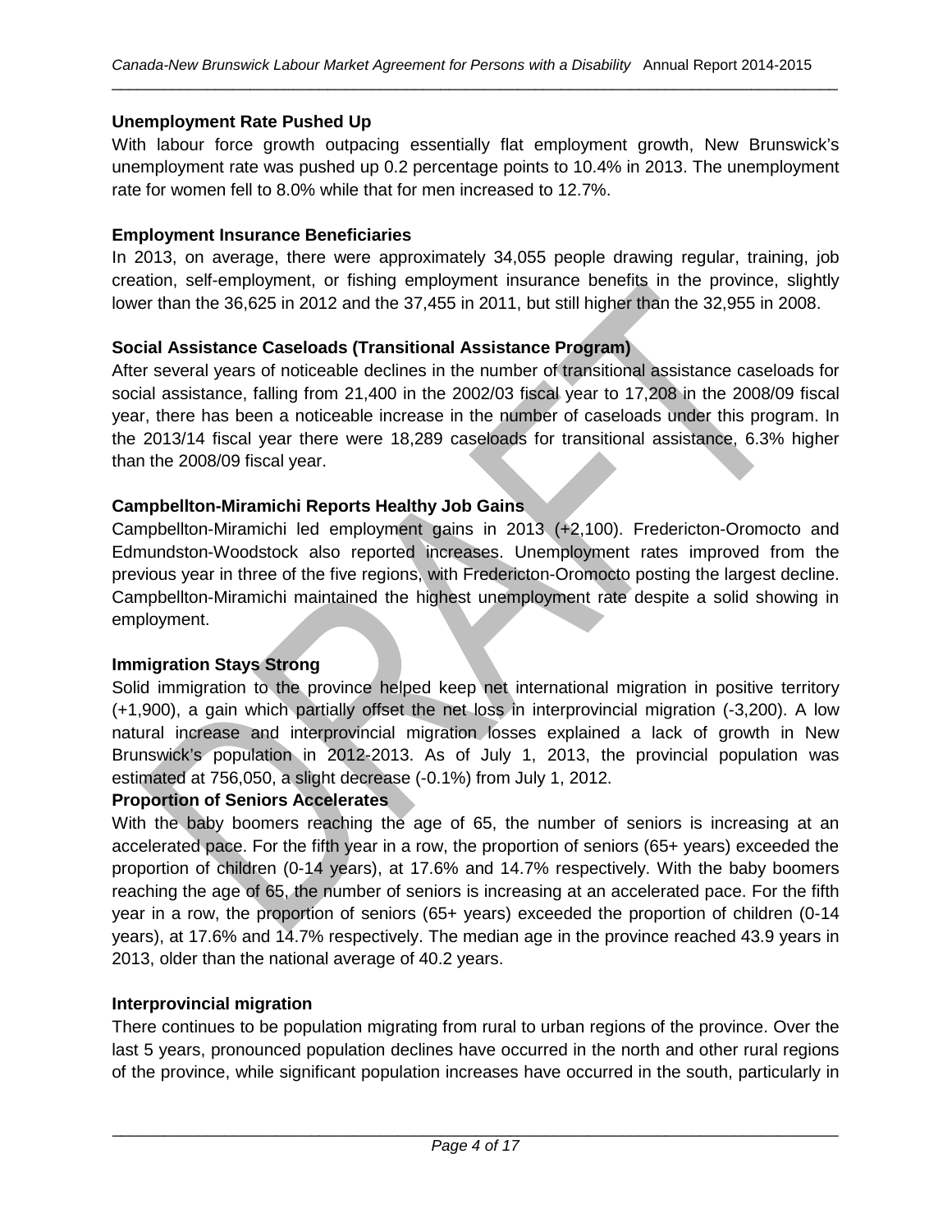**Unemployment Rate Pushed Up**

With labour force growth outpacing essentially flat employment growth, New Brunswick's unemployment rate was pushed up 0.2 percentage points to 10.4% in 2013. The unemployment rate for women fell to 8.0% while that for men increased to 12.7%.

**Employment Insurance Beneficiaries**

In 2013, on average, there were approximately 34,055 people drawing regular, training, job creation, self-employment, or fishing employment insurance benefits in the province, slightly lower than the 36,625 in 2012 and the 37,455 in 2011, but still higher than the 32,955 in 2008.

**Social Assistance Caseloads (Transitional Assistance Program)**

After several years of noticeable declines in the number of transitional assistance caseloads for social assistance, falling from 21,400 in the 2002/03 fiscal year to 17,208 in the 2008/09 fiscal year, there has been a noticeable increase in the number of caseloads under this program. In the 2013/14 fiscal year there were 18,289 caseloads for transitional assistance, 6.3% higher than the 2008/09 fiscal year.

**Campbellton-Miramichi Reports Healthy Job Gains**

Campbellton-Miramichi led employment gains in 2013 (+2,100). Fredericton-Oromocto and Edmundston-Woodstock also reported increases. Unemployment rates improved from the previous year in three of the five regions, with Fredericton-Oromocto posting the largest decline. Campbellton-Miramichi maintained the highest unemployment rate despite a solid showing in employment.

**Immigration Stays Strong**

Solid immigration to the province helped keep net international migration in positive territory (+1,900), a gain which partially offset the net loss in interprovincial migration (-3,200). A low natural increase and interprovincial migration losses explained a lack of growth in New Brunswick's population in 2012-2013. As of July 1, 2013, the provincial population was estimated at 756,050, a slight decrease (-0.1%) from July 1, 2012.

**Proportion of Seniors Accelerates**

With the baby boomers reaching the age of 65, the number of seniors is increasing at an accelerated pace. For the fifth year in a row, the proportion of seniors (65+ years) exceeded the proportion of children (0-14 years), at 17.6% and 14.7% respectively. With the baby boomers reaching the age of 65, the number of seniors is increasing at an accelerated pace. For the fifth year in a row, the proportion of seniors (65+ years) exceeded the proportion of children (0-14 years), at 17.6% and 14.7% respectively. The median age in the province reached 43.9 years in 2013, older than the national average of 40.2 years.

**Interprovincial migration**

There continues to be population migrating from rural to urban regions of the province. Over the last 5 years, pronounced population declines have occurred in the north and other rural regions of the province, while significant population increases have occurred in the south, particularly in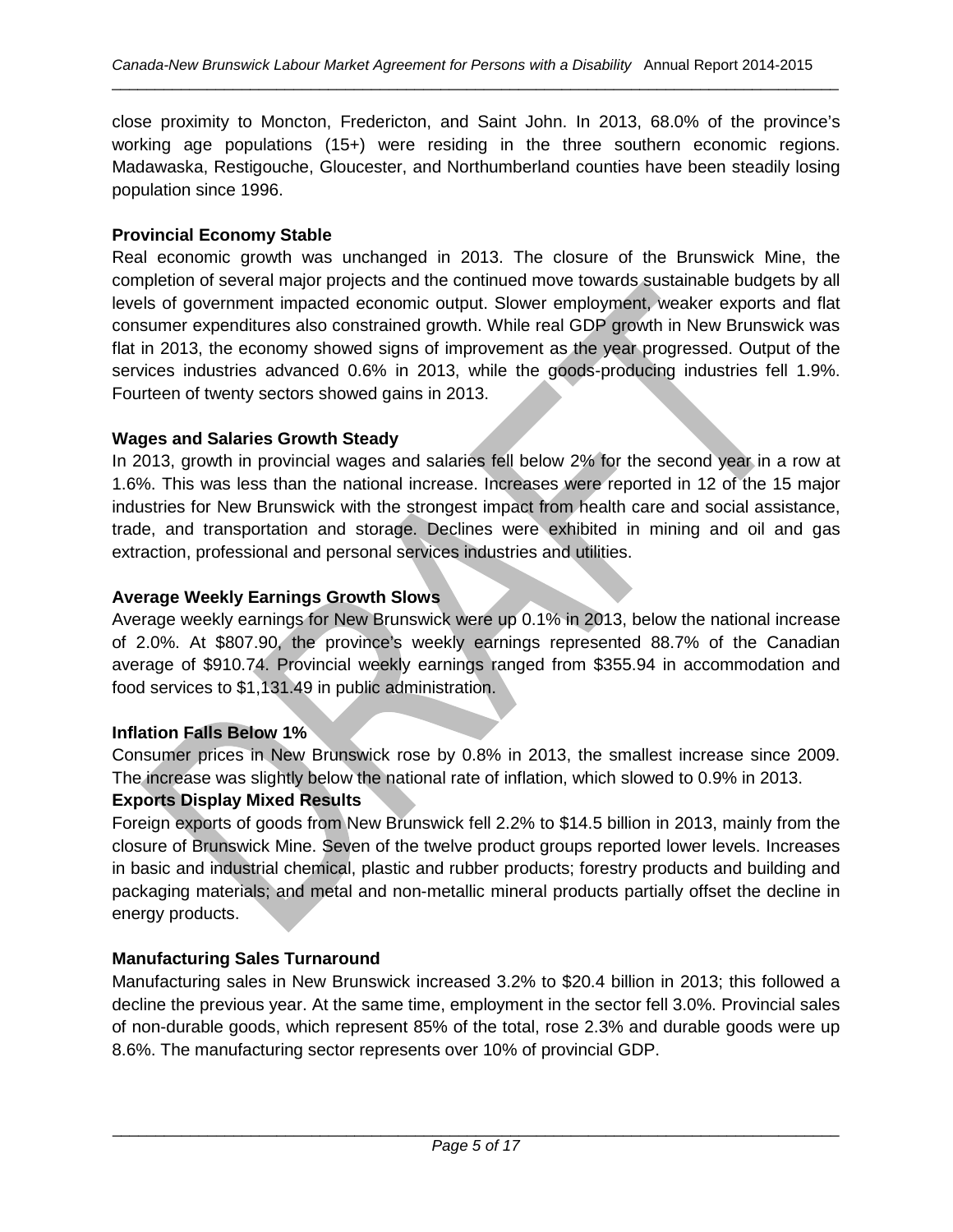close proximity to Moncton, Fredericton, and Saint John. In 2013, 68.0% of the province's working age populations (15+) were residing in the three southern economic regions. Madawaska, Restigouche, Gloucester, and Northumberland counties have been steadily losing population since 1996.

**Provincial Economy Stable**

Real economic growth was unchanged in 2013. The closure of the Brunswick Mine, the completion of several major projects and the continued move towards sustainable budgets by all levels of government impacted economic output. Slower employment, weaker exports and flat consumer expenditures also constrained growth. While real GDP growth in New Brunswick was flat in 2013, the economy showed signs of improvement as the year progressed. Output of the services industries advanced 0.6% in 2013, while the goods-producing industries fell 1.9%. Fourteen of twenty sectors showed gains in 2013.

**Wages and Salaries Growth Steady**

In 2013, growth in provincial wages and salaries fell below 2% for the second year in a row at 1.6%. This was less than the national increase. Increases were reported in 12 of the 15 major industries for New Brunswick with the strongest impact from health care and social assistance, trade, and transportation and storage. Declines were exhibited in mining and oil and gas extraction, professional and personal services industries and utilities.

**Average Weekly Earnings Growth Slows**

Average weekly earnings for New Brunswick were up 0.1% in 2013, below the national increase of 2.0%. At $807.90, the province's weekly earnings represented 88.7% of the Canadian average of $910.74. Provincial weekly earnings ranged from $355.94 in accommodation and food services to $1,131.49 in public administration.

**Inflation Falls Below 1%**

Consumer prices in New Brunswick rose by 0.8% in 2013, the smallest increase since 2009. The increase was slightly below the national rate of inflation, which slowed to 0.9% in 2013.

**Exports Display Mixed Results**

Foreign exports of goods from New Brunswick fell 2.2% to $14.5 billion in 2013, mainly from the closure of Brunswick Mine. Seven of the twelve product groups reported lower levels. Increases in basic and industrial chemical, plastic and rubber products; forestry products and building and packaging materials; and metal and non-metallic mineral products partially offset the decline in energy products.

**Manufacturing Sales Turnaround**

Manufacturing sales in New Brunswick increased 3.2% to $20.4 billion in 2013; this followed a decline the previous year. At the same time, employment in the sector fell 3.0%. Provincial sales of non-durable goods, which represent 85% of the total, rose 2.3% and durable goods were up 8.6%. The manufacturing sector represents over 10% of provincial GDP.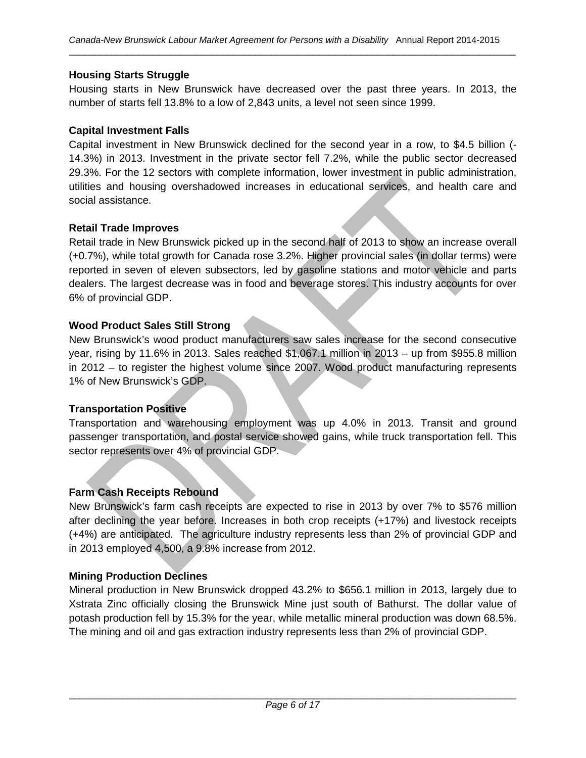**Housing Starts Struggle**

Housing starts in New Brunswick have decreased over the past three years. In 2013, the number of starts fell 13.8% to a low of 2,843 units, a level not seen since 1999.

**Capital Investment Falls**

Capital investment in New Brunswick declined for the second year in a row, to $4.5 billion (-14.3%) in 2013. Investment in the private sector fell 7.2%, while the public sector decreased 29.3%. For the 12 sectors with complete information, lower investment in public administration, utilities and housing overshadowed increases in educational services, and health care and social assistance.

**Retail Trade Improves**

Retail trade in New Brunswick picked up in the second half of 2013 to show an increase overall (+0.7%), while total growth for Canada rose 3.2%. Higher provincial sales (in dollar terms) were reported in seven of eleven subsectors, led by gasoline stations and motor vehicle and parts dealers. The largest decrease was in food and beverage stores. This industry accounts for over 6% of provincial GDP.

**Wood Product Sales Still Strong**

New Brunswick's wood product manufacturers saw sales increase for the second consecutive year, rising by 11.6% in 2013. Sales reached $1,067.1 million in 2013 – up from $955.8 million in 2012 – to register the highest volume since 2007. Wood product manufacturing represents 1% of New Brunswick's GDP.

**Transportation Positive**

Transportation and warehousing employment was up 4.0% in 2013. Transit and ground passenger transportation, and postal service showed gains, while truck transportation fell. This sector represents over 4% of provincial GDP.

**Farm Cash Receipts Rebound**

New Brunswick's farm cash receipts are expected to rise in 2013 by over 7% to $576 million after declining the year before. Increases in both crop receipts (+17%) and livestock receipts (+4%) are anticipated. The agriculture industry represents less than 2% of provincial GDP and in 2013 employed 4,500, a 9.8% increase from 2012.

**Mining Production Declines**

Mineral production in New Brunswick dropped 43.2% to $656.1 million in 2013, largely due to Xstrata Zinc officially closing the Brunswick Mine just south of Bathurst. The dollar value of potash production fell by 15.3% for the year, while metallic mineral production was down 68.5%. The mining and oil and gas extraction industry represents less than 2% of provincial GDP.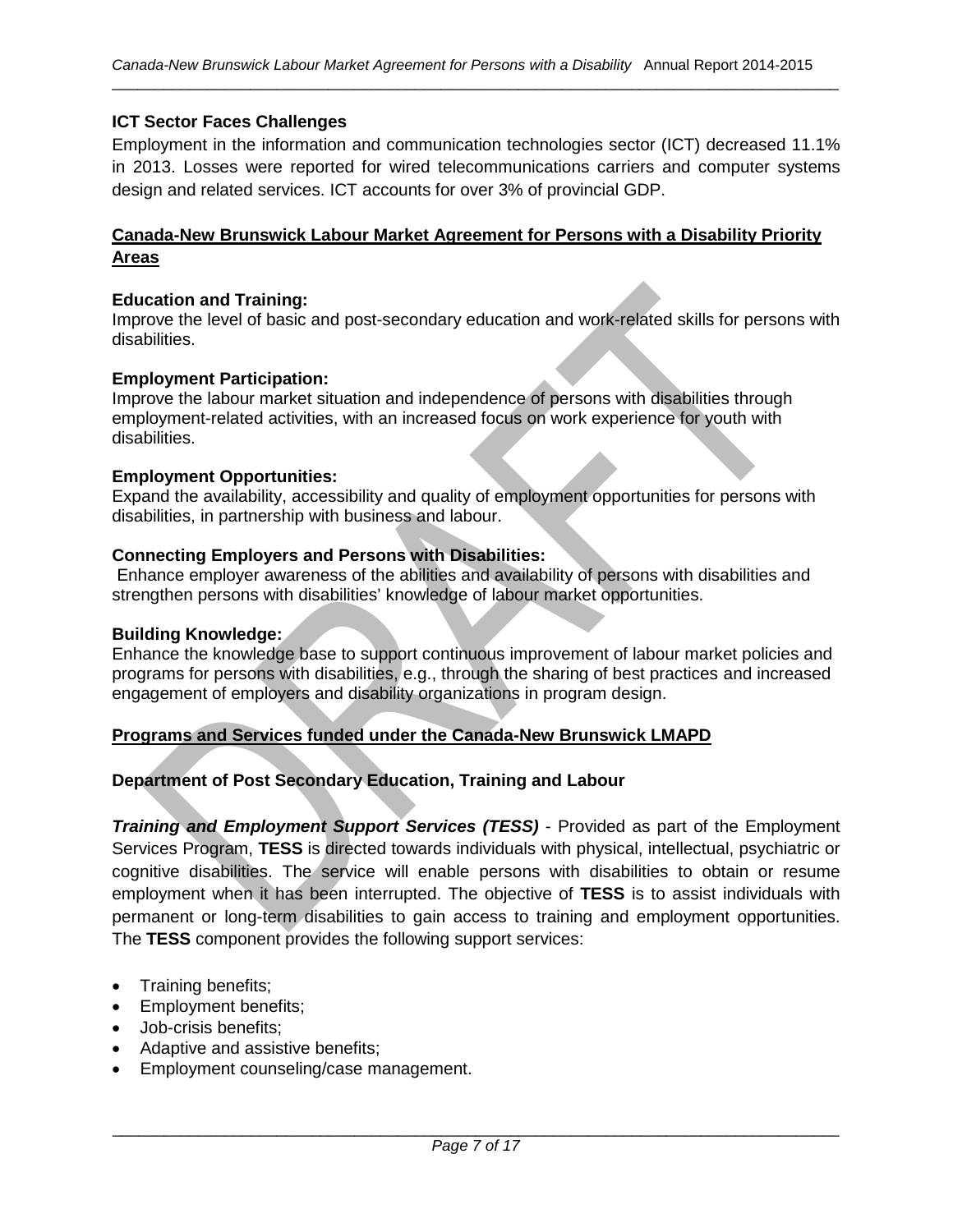### ICT Sector Faces Challenges

Employment in the information and communication technologies sector (ICT) decreased 11.1% in 2013. Losses were reported for wired telecommunications carriers and computer systems design and related services. ICT accounts for over 3% of provincial GDP.

## Canada-New Brunswick Labour Market Agreement for Persons with a Disability Priority Areas

**Education and Training:**
Improve the level of basic and post-secondary education and work-related skills for persons with disabilities.

**Employment Participation:**
Improve the labour market situation and independence of persons with disabilities through employment-related activities, with an increased focus on work experience for youth with disabilities.

**Employment Opportunities:**
Expand the availability, accessibility and quality of employment opportunities for persons with disabilities, in partnership with business and labour.

**Connecting Employers and Persons with Disabilities:**
Enhance employer awareness of the abilities and availability of persons with disabilities and strengthen persons with disabilities' knowledge of labour market opportunities.

**Building Knowledge:**
Enhance the knowledge base to support continuous improvement of labour market policies and programs for persons with disabilities, e.g., through the sharing of best practices and increased engagement of employers and disability organizations in program design.

## Programs and Services funded under the Canada-New Brunswick LMAPD

### Department of Post Secondary Education, Training and Labour

***Training and Employment Support Services (TESS)*** - Provided as part of the Employment Services Program, **TESS** is directed towards individuals with physical, intellectual, psychiatric or cognitive disabilities. The service will enable persons with disabilities to obtain or resume employment when it has been interrupted. The objective of **TESS** is to assist individuals with permanent or long-term disabilities to gain access to training and employment opportunities. The **TESS** component provides the following support services:

- Training benefits;
- Employment benefits;
- Job-crisis benefits;
- Adaptive and assistive benefits;
- Employment counseling/case management.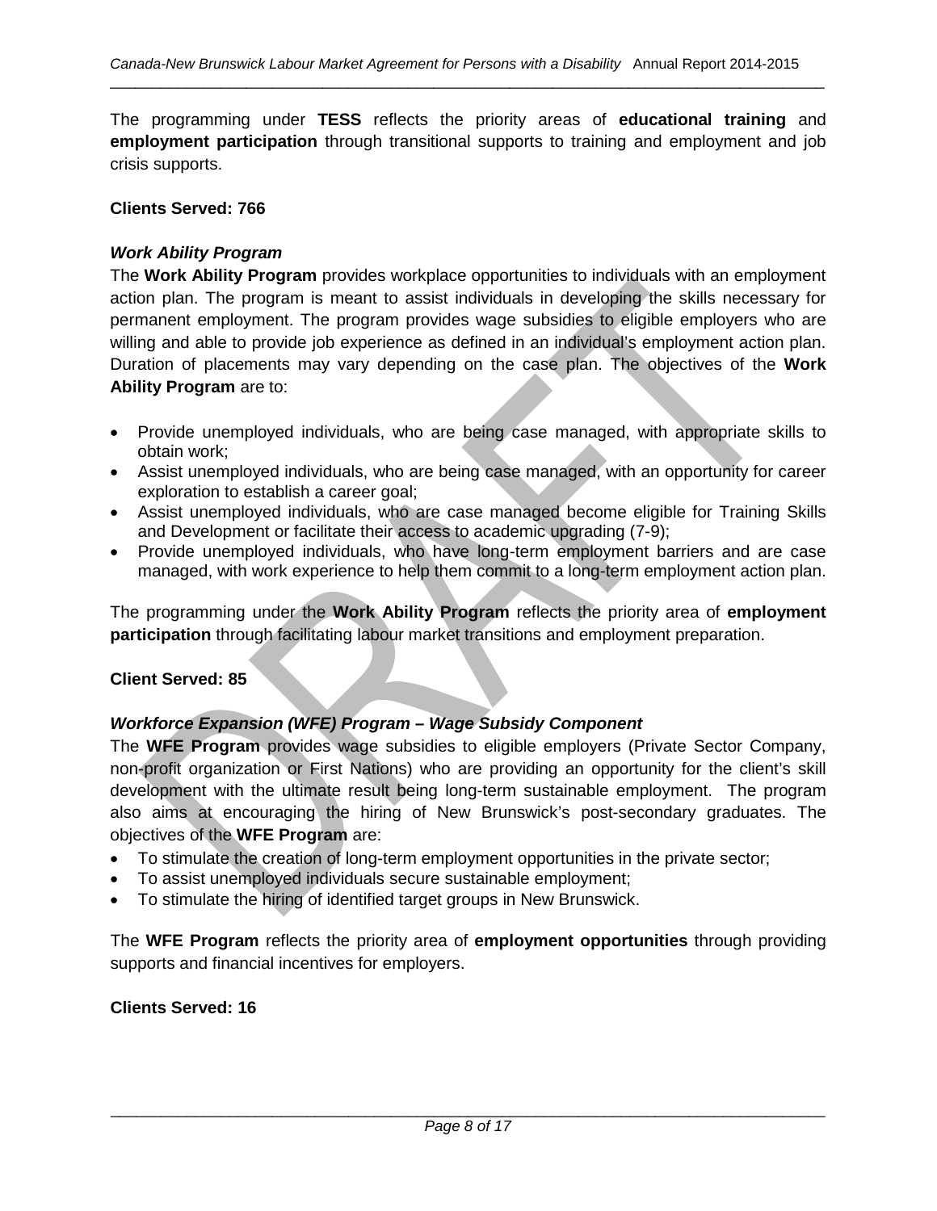The programming under **TESS** reflects the priority areas of **educational training** and **employment participation** through transitional supports to training and employment and job crisis supports.

**Clients Served: 766**

***Work Ability Program***

The **Work Ability Program** provides workplace opportunities to individuals with an employment action plan. The program is meant to assist individuals in developing the skills necessary for permanent employment. The program provides wage subsidies to eligible employers who are willing and able to provide job experience as defined in an individual's employment action plan. Duration of placements may vary depending on the case plan. The objectives of the **Work Ability Program** are to:

- Provide unemployed individuals, who are being case managed, with appropriate skills to obtain work;
- Assist unemployed individuals, who are being case managed, with an opportunity for career exploration to establish a career goal;
- Assist unemployed individuals, who are case managed become eligible for Training Skills and Development or facilitate their access to academic upgrading (7-9);
- Provide unemployed individuals, who have long-term employment barriers and are case managed, with work experience to help them commit to a long-term employment action plan.

The programming under the **Work Ability Program** reflects the priority area of **employment participation** through facilitating labour market transitions and employment preparation.

**Client Served: 85**

***Workforce Expansion (WFE) Program – Wage Subsidy Component***

The **WFE Program** provides wage subsidies to eligible employers (Private Sector Company, non-profit organization or First Nations) who are providing an opportunity for the client's skill development with the ultimate result being long-term sustainable employment. The program also aims at encouraging the hiring of New Brunswick's post-secondary graduates. The objectives of the **WFE Program** are:

- To stimulate the creation of long-term employment opportunities in the private sector;
- To assist unemployed individuals secure sustainable employment;
- To stimulate the hiring of identified target groups in New Brunswick.

The **WFE Program** reflects the priority area of **employment opportunities** through providing supports and financial incentives for employers.

**Clients Served: 16**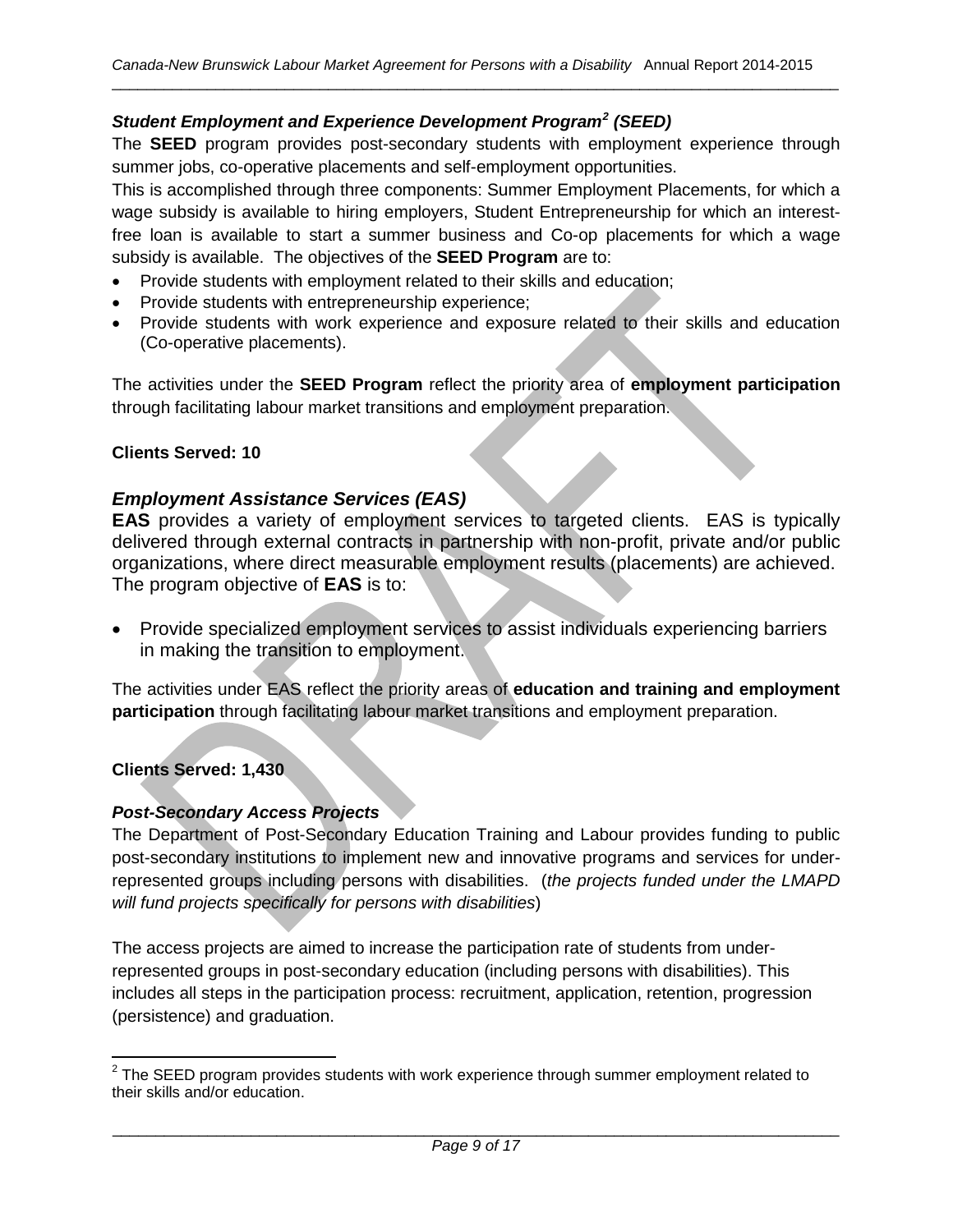### *Student Employment and Experience Development Program[2] (SEED)*

The **SEED** program provides post-secondary students with employment experience through summer jobs, co-operative placements and self-employment opportunities.

This is accomplished through three components: Summer Employment Placements, for which a wage subsidy is available to hiring employers, Student Entrepreneurship for which an interest-free loan is available to start a summer business and Co-op placements for which a wage subsidy is available. The objectives of the **SEED Program** are to:

- Provide students with employment related to their skills and education;
- Provide students with entrepreneurship experience;
- Provide students with work experience and exposure related to their skills and education (Co-operative placements).

The activities under the **SEED Program** reflect the priority area of **employment participation** through facilitating labour market transitions and employment preparation.

**Clients Served: 10**

## *Employment Assistance Services (EAS)*

**EAS** provides a variety of employment services to targeted clients. EAS is typically delivered through external contracts in partnership with non-profit, private and/or public organizations, where direct measurable employment results (placements) are achieved. The program objective of **EAS** is to:

- Provide specialized employment services to assist individuals experiencing barriers in making the transition to employment.

The activities under EAS reflect the priority areas of **education and training and employment participation** through facilitating labour market transitions and employment preparation.

**Clients Served: 1,430**

### *Post-Secondary Access Projects*

The Department of Post-Secondary Education Training and Labour provides funding to public post-secondary institutions to implement new and innovative programs and services for under-represented groups including persons with disabilities. (*the projects funded under the LMAPD will fund projects specifically for persons with disabilities*)

The access projects are aimed to increase the participation rate of students from under-represented groups in post-secondary education (including persons with disabilities). This includes all steps in the participation process: recruitment, application, retention, progression (persistence) and graduation.

---

[2] The SEED program provides students with work experience through summer employment related to their skills and/or education.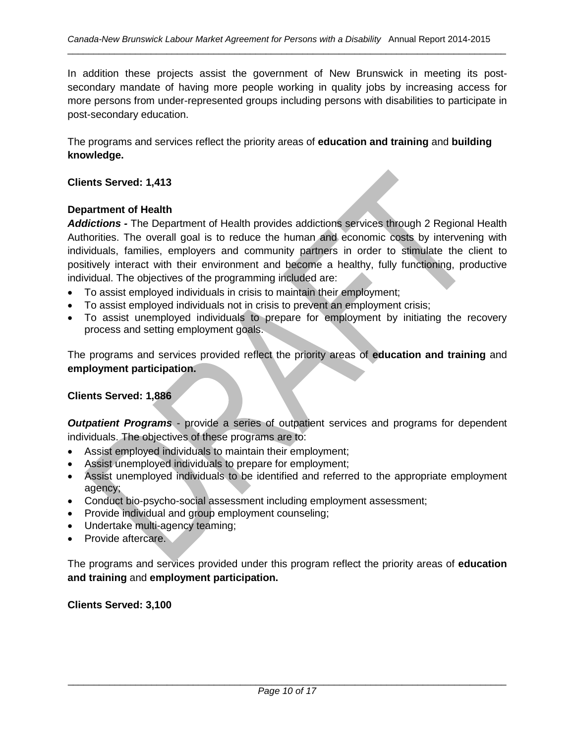In addition these projects assist the government of New Brunswick in meeting its post-secondary mandate of having more people working in quality jobs by increasing access for more persons from under-represented groups including persons with disabilities to participate in post-secondary education.

The programs and services reflect the priority areas of **education and training** and **building knowledge.**

**Clients Served: 1,413**

**Department of Health**

***Addictions -*** The Department of Health provides addictions services through 2 Regional Health Authorities. The overall goal is to reduce the human and economic costs by intervening with individuals, families, employers and community partners in order to stimulate the client to positively interact with their environment and become a healthy, fully functioning, productive individual. The objectives of the programming included are:

- To assist employed individuals in crisis to maintain their employment;
- To assist employed individuals not in crisis to prevent an employment crisis;
- To assist unemployed individuals to prepare for employment by initiating the recovery process and setting employment goals.

The programs and services provided reflect the priority areas of **education and training** and **employment participation.**

**Clients Served: 1,886**

***Outpatient Programs*** - provide a series of outpatient services and programs for dependent individuals. The objectives of these programs are to:

- Assist employed individuals to maintain their employment;
- Assist unemployed individuals to prepare for employment;
- Assist unemployed individuals to be identified and referred to the appropriate employment agency;
- Conduct bio-psycho-social assessment including employment assessment;
- Provide individual and group employment counseling;
- Undertake multi-agency teaming;
- Provide aftercare.

The programs and services provided under this program reflect the priority areas of **education and training** and **employment participation.**

**Clients Served: 3,100**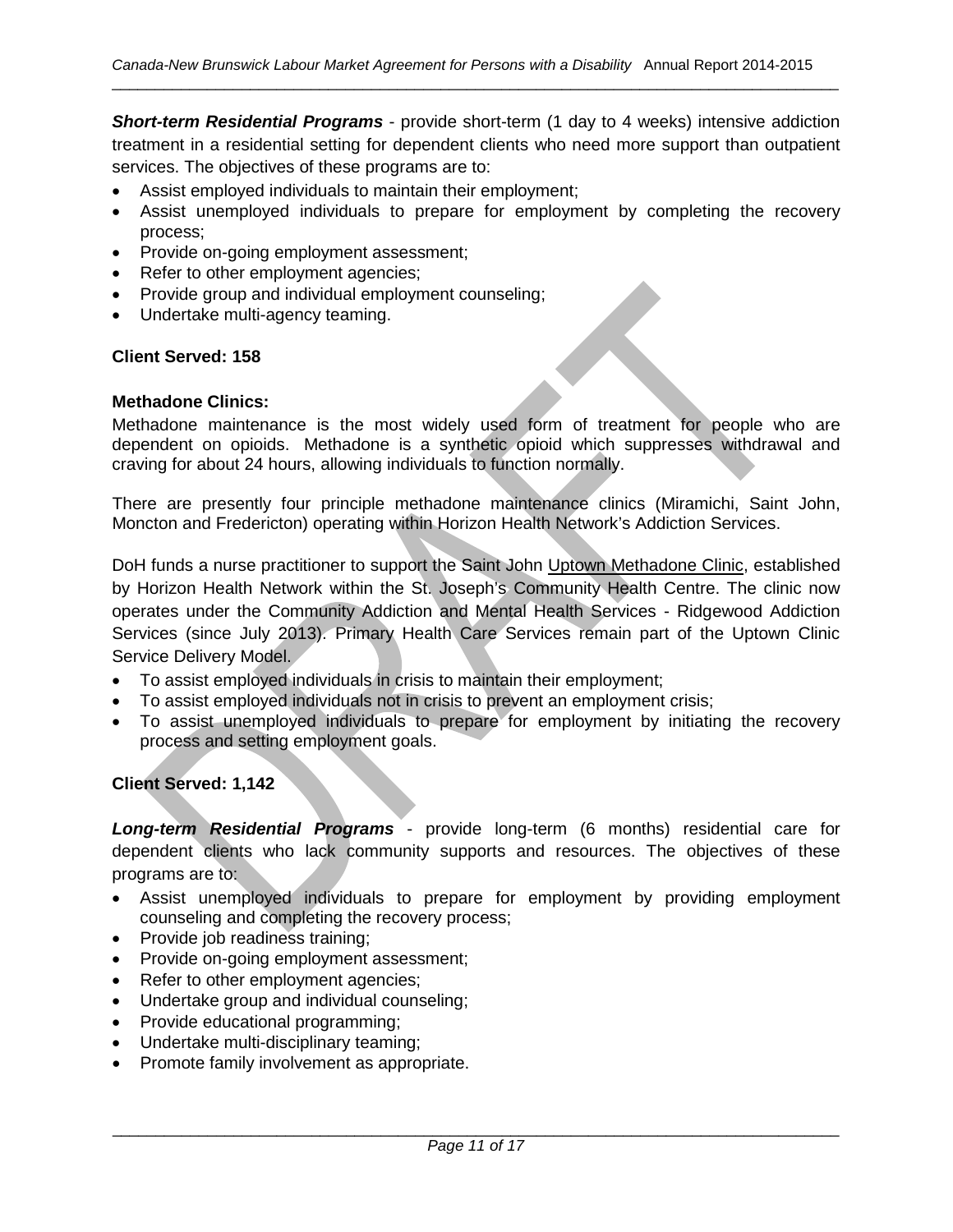***Short-term Residential Programs*** - provide short-term (1 day to 4 weeks) intensive addiction treatment in a residential setting for dependent clients who need more support than outpatient services. The objectives of these programs are to:

- Assist employed individuals to maintain their employment;
- Assist unemployed individuals to prepare for employment by completing the recovery process;
- Provide on-going employment assessment;
- Refer to other employment agencies;
- Provide group and individual employment counseling;
- Undertake multi-agency teaming.

**Client Served: 158**

**Methadone Clinics:**

Methadone maintenance is the most widely used form of treatment for people who are dependent on opioids. Methadone is a synthetic opioid which suppresses withdrawal and craving for about 24 hours, allowing individuals to function normally.

There are presently four principle methadone maintenance clinics (Miramichi, Saint John, Moncton and Fredericton) operating within Horizon Health Network's Addiction Services.

DoH funds a nurse practitioner to support the Saint John Uptown Methadone Clinic, established by Horizon Health Network within the St. Joseph's Community Health Centre. The clinic now operates under the Community Addiction and Mental Health Services - Ridgewood Addiction Services (since July 2013). Primary Health Care Services remain part of the Uptown Clinic Service Delivery Model.

- To assist employed individuals in crisis to maintain their employment;
- To assist employed individuals not in crisis to prevent an employment crisis;
- To assist unemployed individuals to prepare for employment by initiating the recovery process and setting employment goals.

**Client Served: 1,142**

***Long-term Residential Programs*** - provide long-term (6 months) residential care for dependent clients who lack community supports and resources. The objectives of these programs are to:

- Assist unemployed individuals to prepare for employment by providing employment counseling and completing the recovery process;
- Provide job readiness training;
- Provide on-going employment assessment;
- Refer to other employment agencies;
- Undertake group and individual counseling;
- Provide educational programming;
- Undertake multi-disciplinary teaming;
- Promote family involvement as appropriate.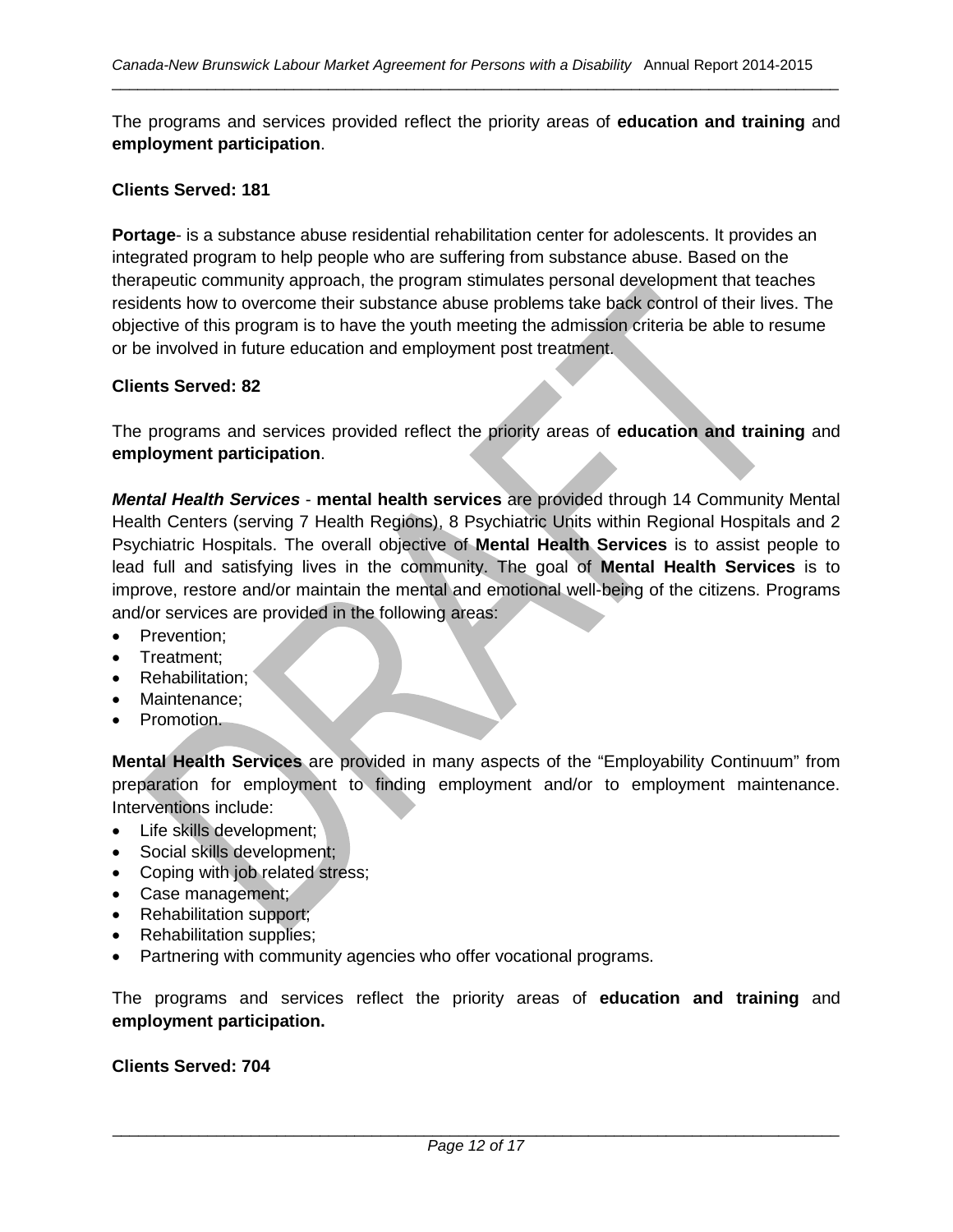The programs and services provided reflect the priority areas of **education and training** and **employment participation**.

**Clients Served: 181**

**Portage**- is a substance abuse residential rehabilitation center for adolescents. It provides an integrated program to help people who are suffering from substance abuse. Based on the therapeutic community approach, the program stimulates personal development that teaches residents how to overcome their substance abuse problems take back control of their lives. The objective of this program is to have the youth meeting the admission criteria be able to resume or be involved in future education and employment post treatment.

**Clients Served: 82**

The programs and services provided reflect the priority areas of **education and training** and **employment participation**.

***Mental Health Services*** - **mental health services** are provided through 14 Community Mental Health Centers (serving 7 Health Regions), 8 Psychiatric Units within Regional Hospitals and 2 Psychiatric Hospitals. The overall objective of **Mental Health Services** is to assist people to lead full and satisfying lives in the community. The goal of **Mental Health Services** is to improve, restore and/or maintain the mental and emotional well-being of the citizens. Programs and/or services are provided in the following areas:

- Prevention;
- Treatment;
- Rehabilitation;
- Maintenance;
- Promotion.

**Mental Health Services** are provided in many aspects of the "Employability Continuum" from preparation for employment to finding employment and/or to employment maintenance. Interventions include:

- Life skills development;
- Social skills development;
- Coping with job related stress;
- Case management;
- Rehabilitation support;
- Rehabilitation supplies;
- Partnering with community agencies who offer vocational programs.

The programs and services reflect the priority areas of **education and training** and **employment participation.**

**Clients Served: 704**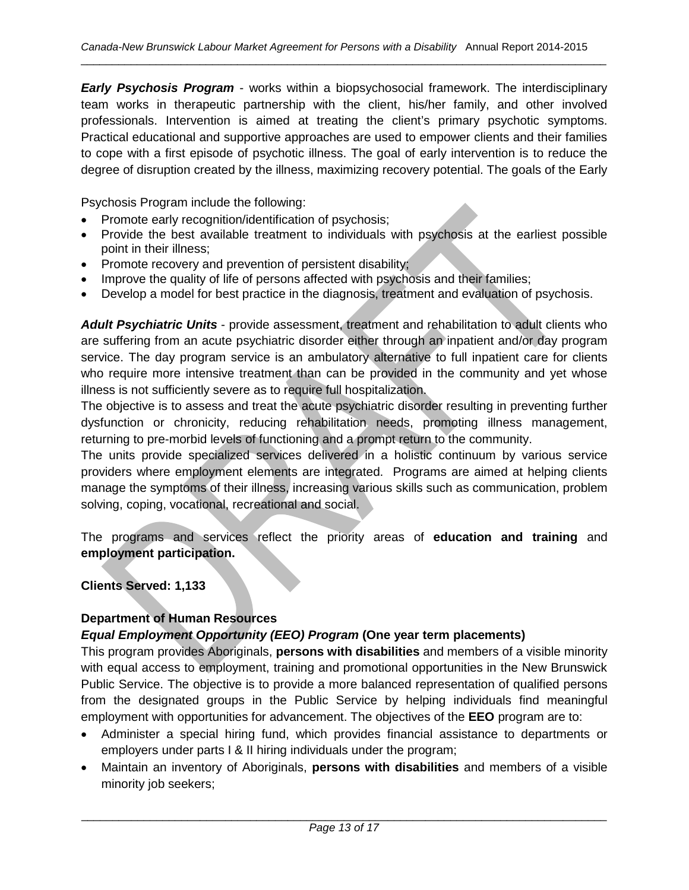***Early Psychosis Program*** - works within a biopsychosocial framework. The interdisciplinary team works in therapeutic partnership with the client, his/her family, and other involved professionals. Intervention is aimed at treating the client's primary psychotic symptoms. Practical educational and supportive approaches are used to empower clients and their families to cope with a first episode of psychotic illness. The goal of early intervention is to reduce the degree of disruption created by the illness, maximizing recovery potential. The goals of the Early

Psychosis Program include the following:

- Promote early recognition/identification of psychosis;
- Provide the best available treatment to individuals with psychosis at the earliest possible point in their illness;
- Promote recovery and prevention of persistent disability;
- Improve the quality of life of persons affected with psychosis and their families;
- Develop a model for best practice in the diagnosis, treatment and evaluation of psychosis.

***Adult Psychiatric Units*** - provide assessment, treatment and rehabilitation to adult clients who are suffering from an acute psychiatric disorder either through an inpatient and/or day program service. The day program service is an ambulatory alternative to full inpatient care for clients who require more intensive treatment than can be provided in the community and yet whose illness is not sufficiently severe as to require full hospitalization.

The objective is to assess and treat the acute psychiatric disorder resulting in preventing further dysfunction or chronicity, reducing rehabilitation needs, promoting illness management, returning to pre-morbid levels of functioning and a prompt return to the community.

The units provide specialized services delivered in a holistic continuum by various service providers where employment elements are integrated. Programs are aimed at helping clients manage the symptoms of their illness, increasing various skills such as communication, problem solving, coping, vocational, recreational and social.

The programs and services reflect the priority areas of **education and training** and **employment participation.**

**Clients Served: 1,133**

**Department of Human Resources**

***Equal Employment Opportunity (EEO) Program*** **(One year term placements)**

This program provides Aboriginals, **persons with disabilities** and members of a visible minority with equal access to employment, training and promotional opportunities in the New Brunswick Public Service. The objective is to provide a more balanced representation of qualified persons from the designated groups in the Public Service by helping individuals find meaningful employment with opportunities for advancement. The objectives of the **EEO** program are to:

- Administer a special hiring fund, which provides financial assistance to departments or employers under parts I & II hiring individuals under the program;
- Maintain an inventory of Aboriginals, **persons with disabilities** and members of a visible minority job seekers;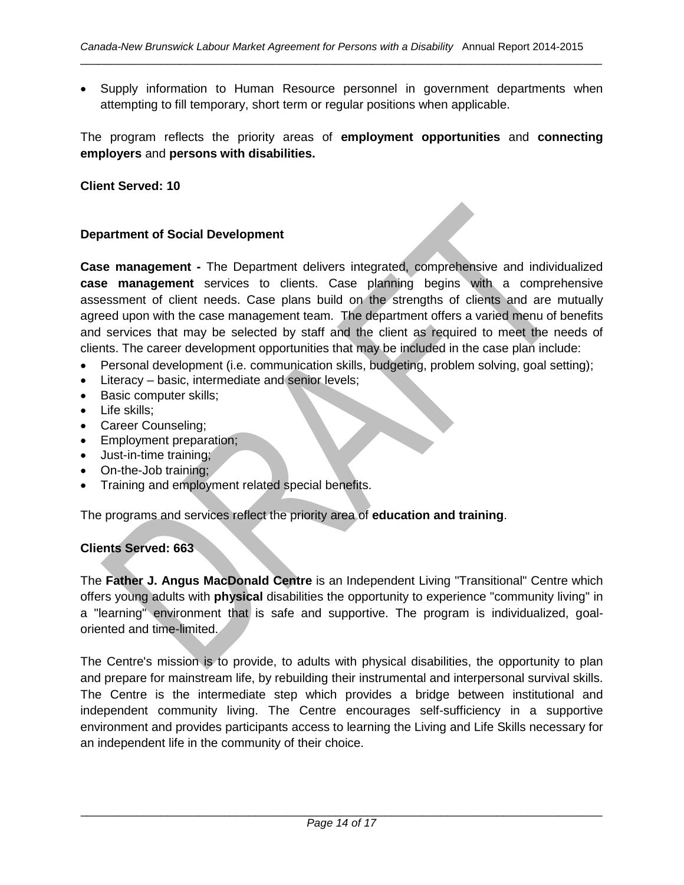- Supply information to Human Resource personnel in government departments when attempting to fill temporary, short term or regular positions when applicable.

The program reflects the priority areas of **employment opportunities** and **connecting employers** and **persons with disabilities.**

**Client Served: 10**

**Department of Social Development**

**Case management -** The Department delivers integrated, comprehensive and individualized **case management** services to clients. Case planning begins with a comprehensive assessment of client needs. Case plans build on the strengths of clients and are mutually agreed upon with the case management team. The department offers a varied menu of benefits and services that may be selected by staff and the client as required to meet the needs of clients. The career development opportunities that may be included in the case plan include:

- Personal development (i.e. communication skills, budgeting, problem solving, goal setting);
- Literacy – basic, intermediate and senior levels;
- Basic computer skills;
- Life skills;
- Career Counseling;
- Employment preparation;
- Just-in-time training;
- On-the-Job training;
- Training and employment related special benefits.

The programs and services reflect the priority area of **education and training**.

**Clients Served: 663**

The **Father J. Angus MacDonald Centre** is an Independent Living "Transitional" Centre which offers young adults with **physical** disabilities the opportunity to experience "community living" in a "learning" environment that is safe and supportive. The program is individualized, goal-oriented and time-limited.

The Centre's mission is to provide, to adults with physical disabilities, the opportunity to plan and prepare for mainstream life, by rebuilding their instrumental and interpersonal survival skills. The Centre is the intermediate step which provides a bridge between institutional and independent community living. The Centre encourages self-sufficiency in a supportive environment and provides participants access to learning the Living and Life Skills necessary for an independent life in the community of their choice.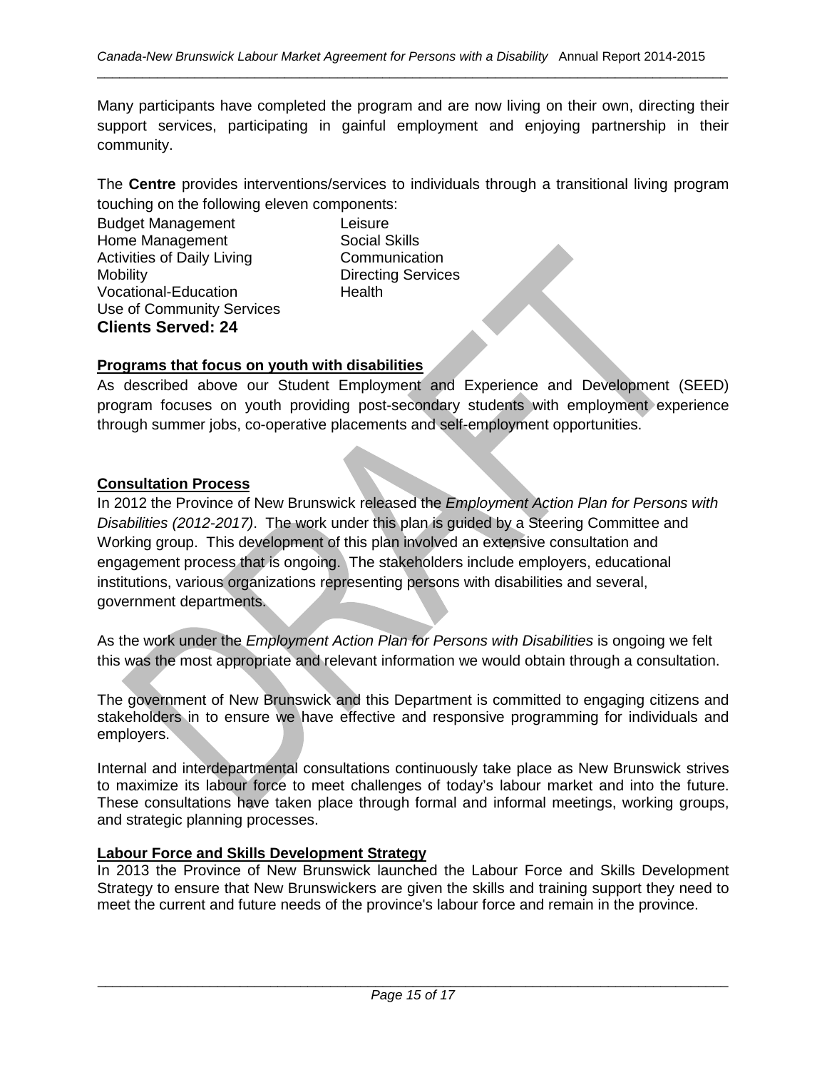Many participants have completed the program and are now living on their own, directing their support services, participating in gainful employment and enjoying partnership in their community.

The **Centre** provides interventions/services to individuals through a transitional living program touching on the following eleven components:

- Budget Management
- Home Management
- Activities of Daily Living
- Mobility
- Vocational-Education
- Use of Community Services
- Leisure
- Social Skills
- Communication
- Directing Services
- Health

**Clients Served: 24**

**Programs that focus on youth with disabilities**

As described above our Student Employment and Experience and Development (SEED) program focuses on youth providing post-secondary students with employment experience through summer jobs, co-operative placements and self-employment opportunities.

**Consultation Process**

In 2012 the Province of New Brunswick released the *Employment Action Plan for Persons with Disabilities (2012-2017)*. The work under this plan is guided by a Steering Committee and Working group. This development of this plan involved an extensive consultation and engagement process that is ongoing. The stakeholders include employers, educational institutions, various organizations representing persons with disabilities and several, government departments.

As the work under the *Employment Action Plan for Persons with Disabilities* is ongoing we felt this was the most appropriate and relevant information we would obtain through a consultation.

The government of New Brunswick and this Department is committed to engaging citizens and stakeholders in to ensure we have effective and responsive programming for individuals and employers.

Internal and interdepartmental consultations continuously take place as New Brunswick strives to maximize its labour force to meet challenges of today's labour market and into the future. These consultations have taken place through formal and informal meetings, working groups, and strategic planning processes.

**Labour Force and Skills Development Strategy**

In 2013 the Province of New Brunswick launched the Labour Force and Skills Development Strategy to ensure that New Brunswickers are given the skills and training support they need to meet the current and future needs of the province's labour force and remain in the province.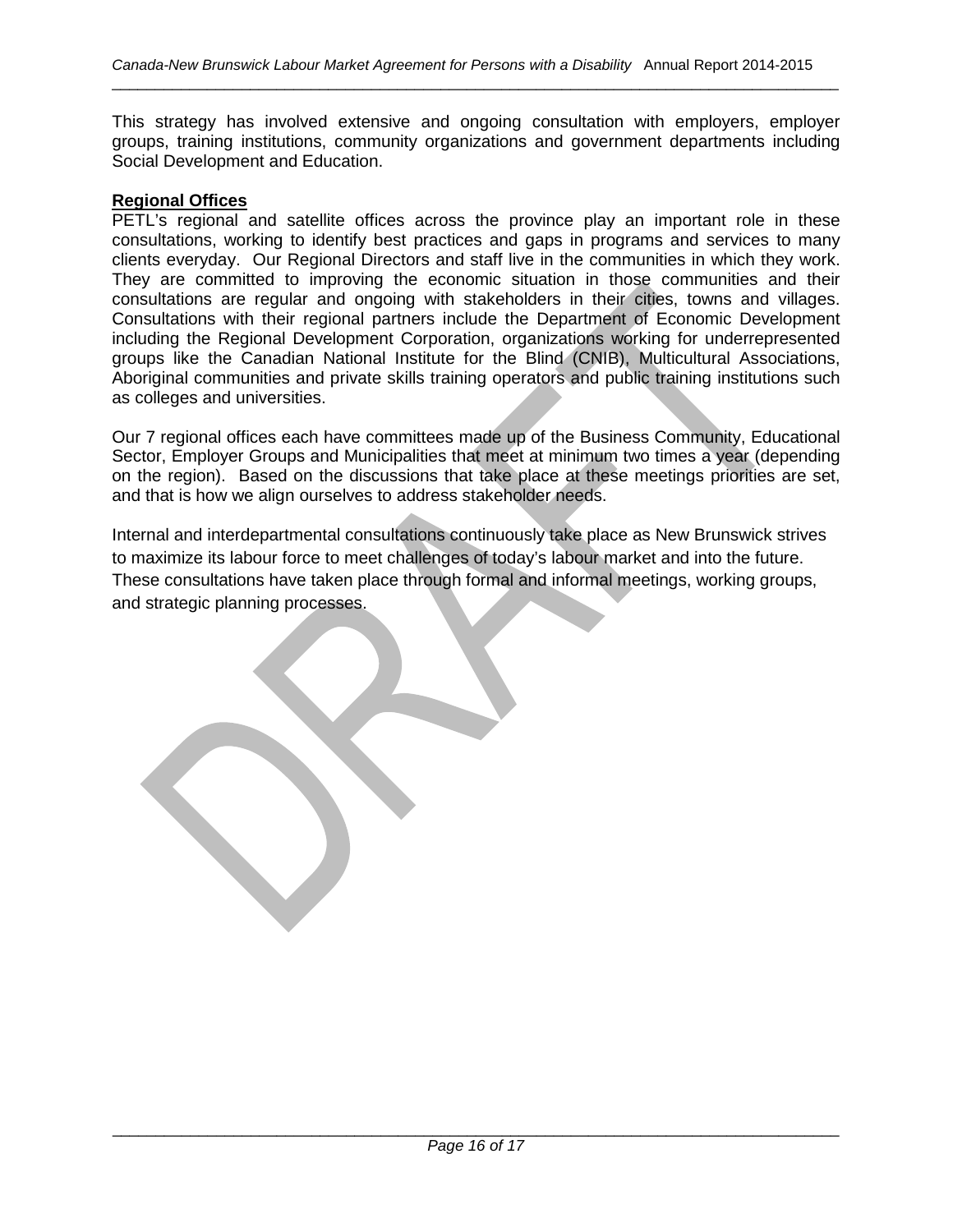This strategy has involved extensive and ongoing consultation with employers, employer groups, training institutions, community organizations and government departments including Social Development and Education.

**Regional Offices**

PETL's regional and satellite offices across the province play an important role in these consultations, working to identify best practices and gaps in programs and services to many clients everyday. Our Regional Directors and staff live in the communities in which they work. They are committed to improving the economic situation in those communities and their consultations are regular and ongoing with stakeholders in their cities, towns and villages. Consultations with their regional partners include the Department of Economic Development including the Regional Development Corporation, organizations working for underrepresented groups like the Canadian National Institute for the Blind (CNIB), Multicultural Associations, Aboriginal communities and private skills training operators and public training institutions such as colleges and universities.

Our 7 regional offices each have committees made up of the Business Community, Educational Sector, Employer Groups and Municipalities that meet at minimum two times a year (depending on the region). Based on the discussions that take place at these meetings priorities are set, and that is how we align ourselves to address stakeholder needs.

Internal and interdepartmental consultations continuously take place as New Brunswick strives to maximize its labour force to meet challenges of today's labour market and into the future. These consultations have taken place through formal and informal meetings, working groups, and strategic planning processes.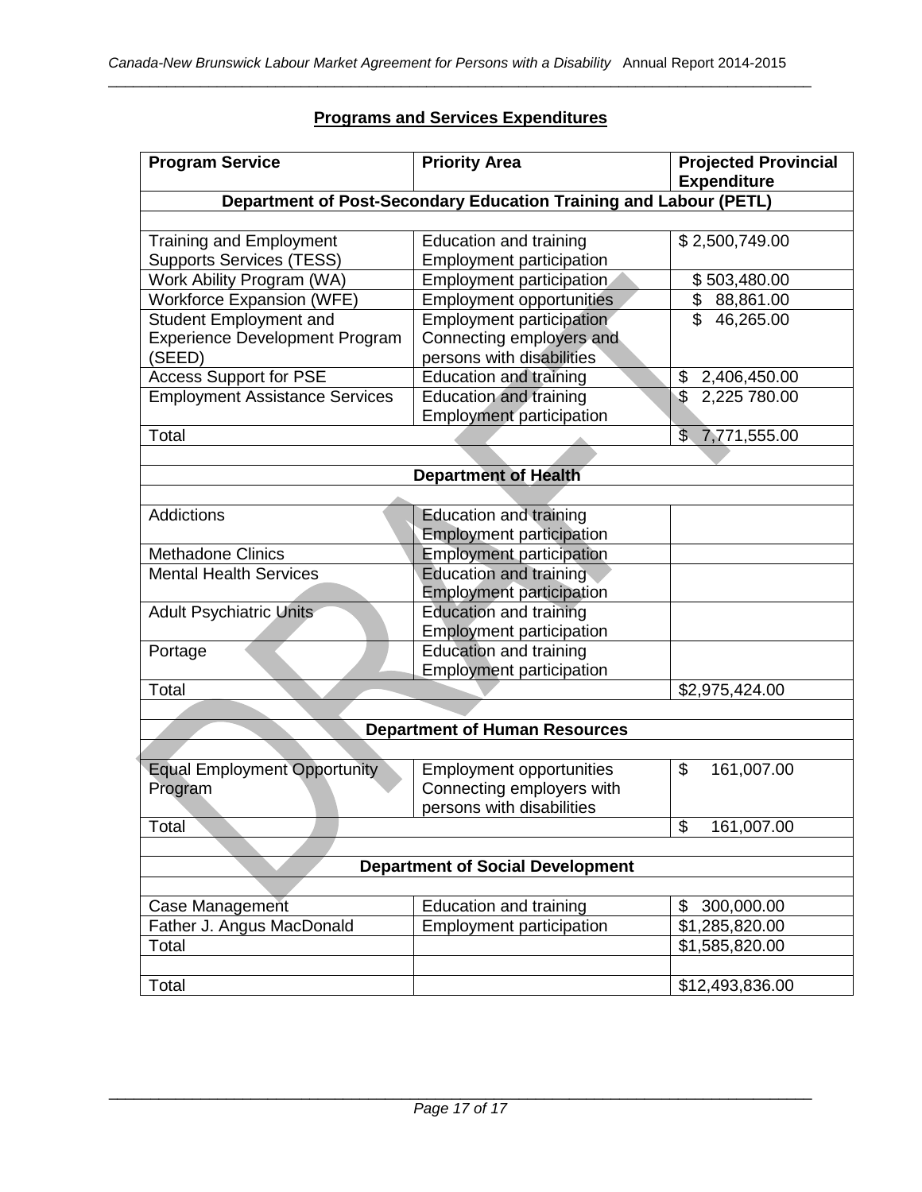## Programs and Services Expenditures

| Program Service | Priority Area | Projected Provincial Expenditure |
|---|---|---|
| **Department of Post-Secondary Education Training and Labour (PETL)** | | |
| | | |
| Training and Employment Supports Services (TESS) | Education and training<br>Employment participation | $ 2,500,749.00 |
| Work Ability Program (WA) | Employment participation | $ 503,480.00 |
| Workforce Expansion (WFE) | Employment opportunities | $ 88,861.00 |
| Student Employment and Experience Development Program (SEED) | Employment participation<br>Connecting employers and persons with disabilities | $ 46,265.00 |
| Access Support for PSE | Education and training | $ 2,406,450.00 |
| Employment Assistance Services | Education and training<br>Employment participation | $ 2,225 780.00 |
| Total | | $ 7,771,555.00 |
| | | |
| **Department of Health** | | |
| | | |
| Addictions | Education and training<br>Employment participation | |
| Methadone Clinics | Employment participation | |
| Mental Health Services | Education and training<br>Employment participation | |
| Adult Psychiatric Units | Education and training<br>Employment participation | |
| Portage | Education and training<br>Employment participation | |
| Total | | $2,975,424.00 |
| | | |
| **Department of Human Resources** | | |
| | | |
| Equal Employment Opportunity Program | Employment opportunities<br>Connecting employers with persons with disabilities | $ 161,007.00 |
| Total | | $ 161,007.00 |
| | | |
| **Department of Social Development** | | |
| | | |
| Case Management | Education and training | $ 300,000.00 |
| Father J. Angus MacDonald | Employment participation | $1,285,820.00 |
| Total | | $1,585,820.00 |
| | | |
| Total | | $12,493,836.00 |